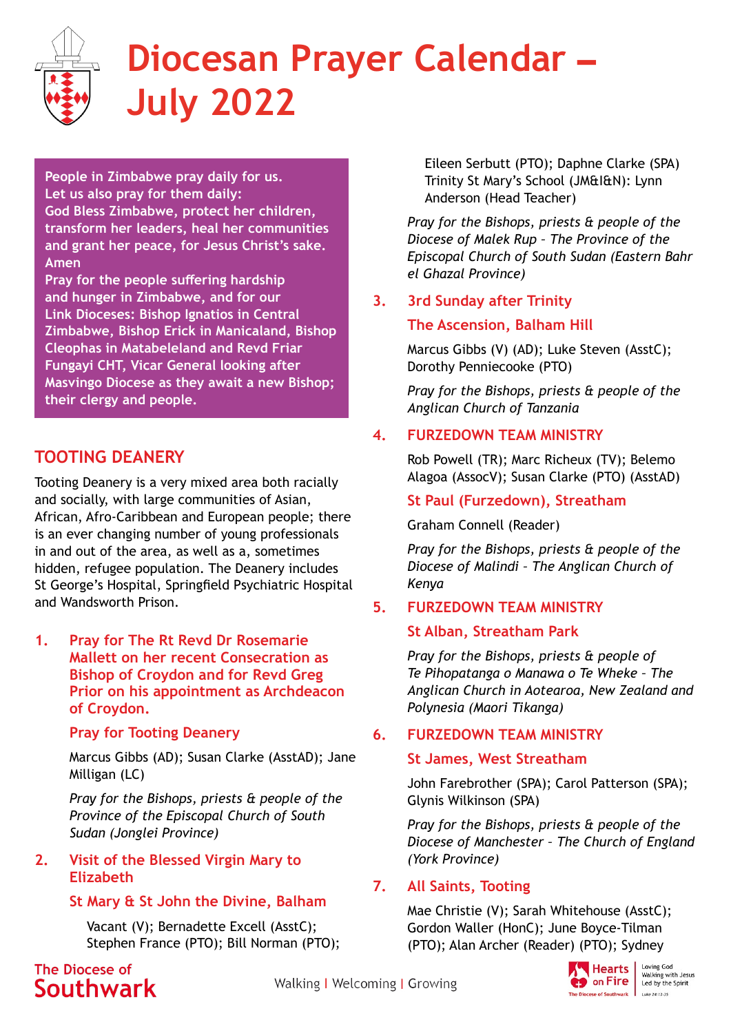# Diocesan Prayer Calendar – July 2022

**People in Zimbabwe pray daily for us. Let us also pray for them daily: God Bless Zimbabwe, protect her children, transform her leaders, heal her communities and grant her peace, for Jesus Christ's sake. Amen**
**Pray for the people suffering hardship and hunger in Zimbabwe, and for our Link Dioceses: Bishop Ignatios in Central Zimbabwe, Bishop Erick in Manicaland, Bishop Cleophas in Matabeleland and Revd Friar Fungayi CHT, Vicar General looking after Masvingo Diocese as they await a new Bishop; their clergy and people.**

## TOOTING DEANERY

Tooting Deanery is a very mixed area both racially and socially, with large communities of Asian, African, Afro-Caribbean and European people; there is an ever changing number of young professionals in and out of the area, as well as a, sometimes hidden, refugee population. The Deanery includes St George's Hospital, Springfield Psychiatric Hospital and Wandsworth Prison.

**1. Pray for The Rt Revd Dr Rosemarie Mallett on her recent Consecration as Bishop of Croydon and for Revd Greg Prior on his appointment as Archdeacon of Croydon.**

**Pray for Tooting Deanery**

Marcus Gibbs (AD); Susan Clarke (AsstAD); Jane Milligan (LC)

*Pray for the Bishops, priests & people of the Province of the Episcopal Church of South Sudan (Jonglei Province)*

**2. Visit of the Blessed Virgin Mary to Elizabeth**

**St Mary & St John the Divine, Balham**

Vacant (V); Bernadette Excell (AsstC); Stephen France (PTO); Bill Norman (PTO); Eileen Serbutt (PTO); Daphne Clarke (SPA)
Trinity St Mary's School (JM&I&N): Lynn Anderson (Head Teacher)

*Pray for the Bishops, priests & people of the Diocese of Malek Rup – The Province of the Episcopal Church of South Sudan (Eastern Bahr el Ghazal Province)*

**3. 3rd Sunday after Trinity**

**The Ascension, Balham Hill**

Marcus Gibbs (V) (AD); Luke Steven (AsstC); Dorothy Penniecooke (PTO)

*Pray for the Bishops, priests & people of the Anglican Church of Tanzania*

**4. FURZEDOWN TEAM MINISTRY**

Rob Powell (TR); Marc Richeux (TV); Belemo Alagoa (AssocV); Susan Clarke (PTO) (AsstAD)

**St Paul (Furzedown), Streatham**

Graham Connell (Reader)

*Pray for the Bishops, priests & people of the Diocese of Malindi – The Anglican Church of Kenya*

**5. FURZEDOWN TEAM MINISTRY**

**St Alban, Streatham Park**

*Pray for the Bishops, priests & people of Te Pihopatanga o Manawa o Te Wheke – The Anglican Church in Aotearoa, New Zealand and Polynesia (Maori Tikanga)*

**6. FURZEDOWN TEAM MINISTRY**

**St James, West Streatham**

John Farebrother (SPA); Carol Patterson (SPA); Glynis Wilkinson (SPA)

*Pray for the Bishops, priests & people of the Diocese of Manchester – The Church of England (York Province)*

**7. All Saints, Tooting**

Mae Christie (V); Sarah Whitehouse (AsstC); Gordon Waller (HonC); June Boyce-Tilman (PTO); Alan Archer (Reader) (PTO); Sydney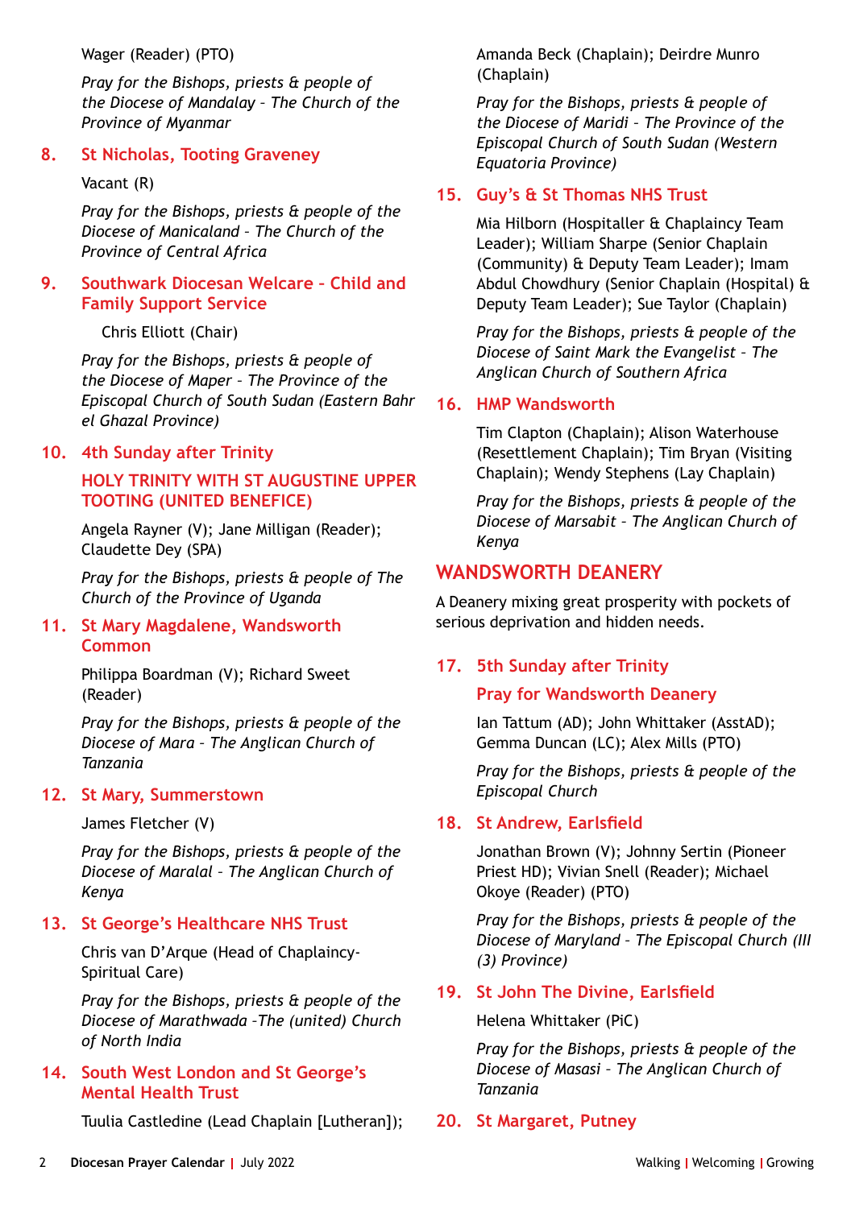Wager (Reader) (PTO)

*Pray for the Bishops, priests & people of the Diocese of Mandalay – The Church of the Province of Myanmar*

### 8. St Nicholas, Tooting Graveney

Vacant (R)

*Pray for the Bishops, priests & people of the Diocese of Manicaland – The Church of the Province of Central Africa*

### 9. Southwark Diocesan Welcare – Child and Family Support Service

Chris Elliott (Chair)

*Pray for the Bishops, priests & people of the Diocese of Maper – The Province of the Episcopal Church of South Sudan (Eastern Bahr el Ghazal Province)*

### 10. 4th Sunday after Trinity

### HOLY TRINITY WITH ST AUGUSTINE UPPER TOOTING (UNITED BENEFICE)

Angela Rayner (V); Jane Milligan (Reader); Claudette Dey (SPA)

*Pray for the Bishops, priests & people of The Church of the Province of Uganda*

### 11. St Mary Magdalene, Wandsworth Common

Philippa Boardman (V); Richard Sweet (Reader)

*Pray for the Bishops, priests & people of the Diocese of Mara - The Anglican Church of Tanzania*

### 12. St Mary, Summerstown

James Fletcher (V)

*Pray for the Bishops, priests & people of the Diocese of Maralal – The Anglican Church of Kenya*

### 13. St George's Healthcare NHS Trust

Chris van D'Arque (Head of Chaplaincy-Spiritual Care)

*Pray for the Bishops, priests & people of the Diocese of Marathwada –The (united) Church of North India*

### 14. South West London and St George's Mental Health Trust

Tuulia Castledine (Lead Chaplain [Lutheran]); Amanda Beck (Chaplain); Deirdre Munro (Chaplain)

*Pray for the Bishops, priests & people of the Diocese of Maridi – The Province of the Episcopal Church of South Sudan (Western Equatoria Province)*

### 15. Guy's & St Thomas NHS Trust

Mia Hilborn (Hospitaller & Chaplaincy Team Leader); William Sharpe (Senior Chaplain (Community) & Deputy Team Leader); Imam Abdul Chowdhury (Senior Chaplain (Hospital) & Deputy Team Leader); Sue Taylor (Chaplain)

*Pray for the Bishops, priests & people of the Diocese of Saint Mark the Evangelist – The Anglican Church of Southern Africa*

### 16. HMP Wandsworth

Tim Clapton (Chaplain); Alison Waterhouse (Resettlement Chaplain); Tim Bryan (Visiting Chaplain); Wendy Stephens (Lay Chaplain)

*Pray for the Bishops, priests & people of the Diocese of Marsabit – The Anglican Church of Kenya*

## WANDSWORTH DEANERY

A Deanery mixing great prosperity with pockets of serious deprivation and hidden needs.

### 17. 5th Sunday after Trinity

### Pray for Wandsworth Deanery

Ian Tattum (AD); John Whittaker (AsstAD); Gemma Duncan (LC); Alex Mills (PTO)

*Pray for the Bishops, priests & people of the Episcopal Church*

### 18. St Andrew, Earlsfield

Jonathan Brown (V); Johnny Sertin (Pioneer Priest HD); Vivian Snell (Reader); Michael Okoye (Reader) (PTO)

*Pray for the Bishops, priests & people of the Diocese of Maryland – The Episcopal Church (III (3) Province)*

### 19. St John The Divine, Earlsfield

Helena Whittaker (PiC)

*Pray for the Bishops, priests & people of the Diocese of Masasi – The Anglican Church of Tanzania*

### 20. St Margaret, Putney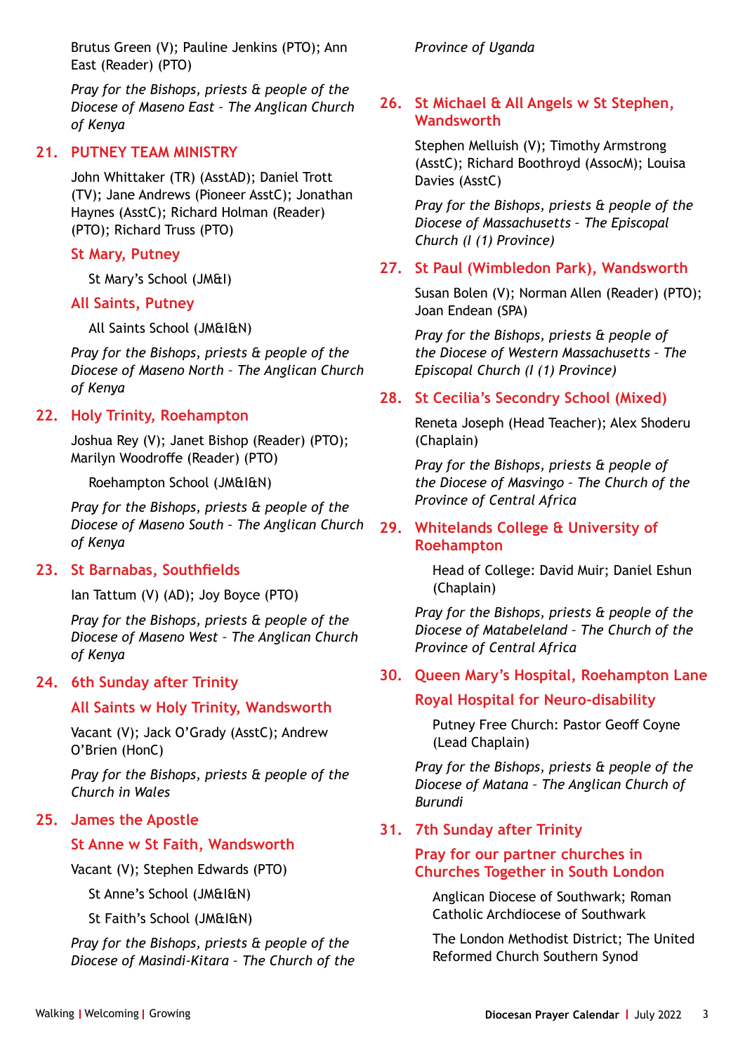Brutus Green (V); Pauline Jenkins (PTO); Ann East (Reader) (PTO)

*Pray for the Bishops, priests & people of the Diocese of Maseno East – The Anglican Church of Kenya*

## 21. PUTNEY TEAM MINISTRY

John Whittaker (TR) (AsstAD); Daniel Trott (TV); Jane Andrews (Pioneer AsstC); Jonathan Haynes (AsstC); Richard Holman (Reader) (PTO); Richard Truss (PTO)

### St Mary, Putney

St Mary's School (JM&I)

### All Saints, Putney

All Saints School (JM&I&N)

*Pray for the Bishops, priests & people of the Diocese of Maseno North – The Anglican Church of Kenya*

## 22. Holy Trinity, Roehampton

Joshua Rey (V); Janet Bishop (Reader) (PTO); Marilyn Woodroffe (Reader) (PTO)

Roehampton School (JM&I&N)

*Pray for the Bishops, priests & people of the Diocese of Maseno South – The Anglican Church of Kenya*

## 23. St Barnabas, Southfields

Ian Tattum (V) (AD); Joy Boyce (PTO)

*Pray for the Bishops, priests & people of the Diocese of Maseno West – The Anglican Church of Kenya*

## 24. 6th Sunday after Trinity

### All Saints w Holy Trinity, Wandsworth

Vacant (V); Jack O'Grady (AsstC); Andrew O'Brien (HonC)

*Pray for the Bishops, priests & people of the Church in Wales*

## 25. James the Apostle

### St Anne w St Faith, Wandsworth

Vacant (V); Stephen Edwards (PTO)

St Anne's School (JM&I&N)

St Faith's School (JM&I&N)

*Pray for the Bishops, priests & people of the Diocese of Masindi-Kitara – The Church of the Province of Uganda*

## 26. St Michael & All Angels w St Stephen, Wandsworth

Stephen Melluish (V); Timothy Armstrong (AsstC); Richard Boothroyd (AssocM); Louisa Davies (AsstC)

*Pray for the Bishops, priests & people of the Diocese of Massachusetts – The Episcopal Church (I (1) Province)*

## 27. St Paul (Wimbledon Park), Wandsworth

Susan Bolen (V); Norman Allen (Reader) (PTO); Joan Endean (SPA)

*Pray for the Bishops, priests & people of the Diocese of Western Massachusetts – The Episcopal Church (I (1) Province)*

## 28. St Cecilia's Secondry School (Mixed)

Reneta Joseph (Head Teacher); Alex Shoderu (Chaplain)

*Pray for the Bishops, priests & people of the Diocese of Masvingo – The Church of the Province of Central Africa*

## 29. Whitelands College & University of Roehampton

Head of College: David Muir; Daniel Eshun (Chaplain)

*Pray for the Bishops, priests & people of the Diocese of Matabeleland – The Church of the Province of Central Africa*

## 30. Queen Mary's Hospital, Roehampton Lane

### Royal Hospital for Neuro-disability

Putney Free Church: Pastor Geoff Coyne (Lead Chaplain)

*Pray for the Bishops, priests & people of the Diocese of Matana – The Anglican Church of Burundi*

## 31. 7th Sunday after Trinity

### Pray for our partner churches in Churches Together in South London

Anglican Diocese of Southwark; Roman Catholic Archdiocese of Southwark

The London Methodist District; The United Reformed Church Southern Synod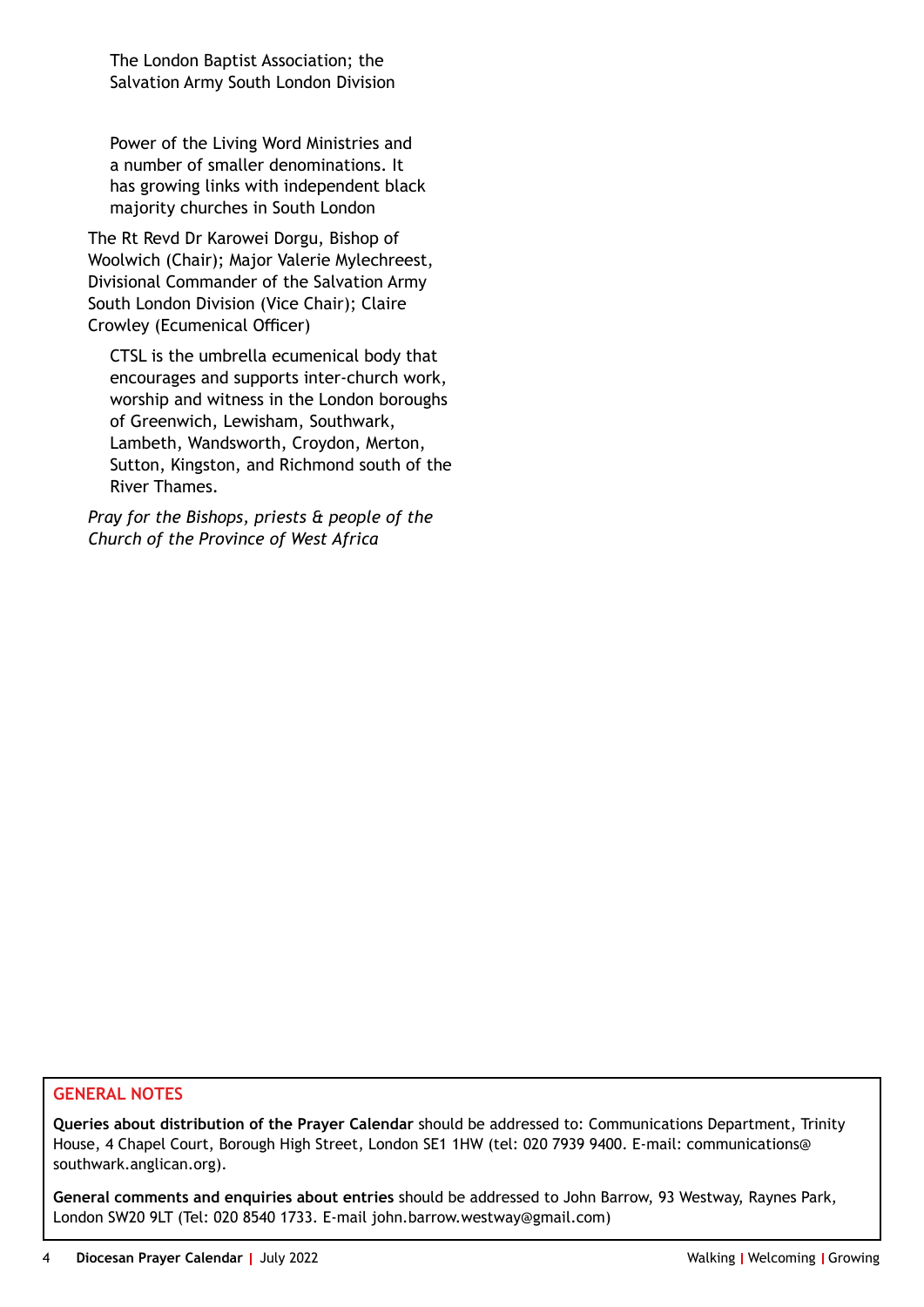The London Baptist Association; the Salvation Army South London Division

Power of the Living Word Ministries and a number of smaller denominations. It has growing links with independent black majority churches in South London

The Rt Revd Dr Karowei Dorgu, Bishop of Woolwich (Chair); Major Valerie Mylechreest, Divisional Commander of the Salvation Army South London Division (Vice Chair); Claire Crowley (Ecumenical Officer)

CTSL is the umbrella ecumenical body that encourages and supports inter-church work, worship and witness in the London boroughs of Greenwich, Lewisham, Southwark, Lambeth, Wandsworth, Croydon, Merton, Sutton, Kingston, and Richmond south of the River Thames.

*Pray for the Bishops, priests & people of the Church of the Province of West Africa*

## GENERAL NOTES

**Queries about distribution of the Prayer Calendar** should be addressed to: Communications Department, Trinity House, 4 Chapel Court, Borough High Street, London SE1 1HW (tel: 020 7939 9400. E-mail: communications@southwark.anglican.org).

**General comments and enquiries about entries** should be addressed to John Barrow, 93 Westway, Raynes Park, London SW20 9LT (Tel: 020 8540 1733. E-mail john.barrow.westway@gmail.com)